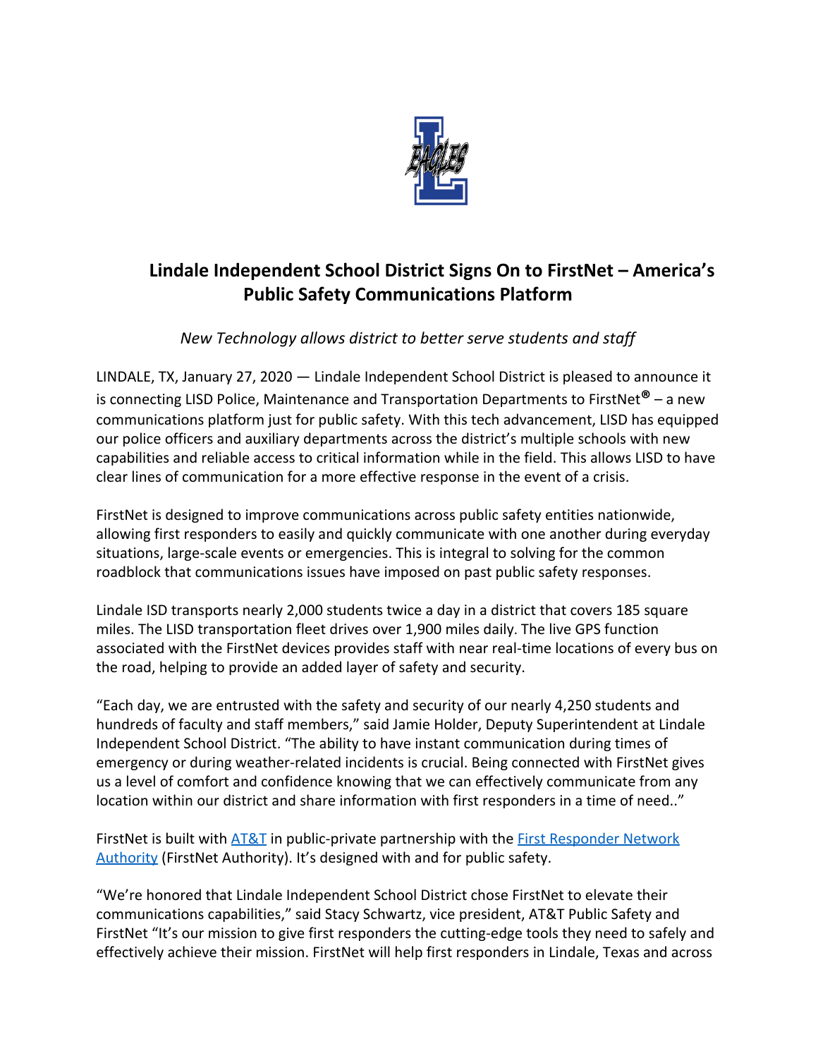# Lindale Independent School District Signs On to FirstNet – America's Public Safety Communications Platform

*New Technology allows district to better serve students and staff*

LINDALE, TX, January 27, 2020 — Lindale Independent School District is pleased to announce it is connecting LISD Police, Maintenance and Transportation Departments to FirstNet**®** – a new communications platform just for public safety. With this tech advancement, LISD has equipped our police officers and auxiliary departments across the district's multiple schools with new capabilities and reliable access to critical information while in the field. This allows LISD to have clear lines of communication for a more effective response in the event of a crisis.

FirstNet is designed to improve communications across public safety entities nationwide, allowing first responders to easily and quickly communicate with one another during everyday situations, large-scale events or emergencies. This is integral to solving for the common roadblock that communications issues have imposed on past public safety responses.

Lindale ISD transports nearly 2,000 students twice a day in a district that covers 185 square miles. The LISD transportation fleet drives over 1,900 miles daily. The live GPS function associated with the FirstNet devices provides staff with near real-time locations of every bus on the road, helping to provide an added layer of safety and security.

"Each day, we are entrusted with the safety and security of our nearly 4,250 students and hundreds of faculty and staff members," said Jamie Holder, Deputy Superintendent at Lindale Independent School District. "The ability to have instant communication during times of emergency or during weather-related incidents is crucial. Being connected with FirstNet gives us a level of comfort and confidence knowing that we can effectively communicate from any location within our district and share information with first responders in a time of need.."

FirstNet is built with [AT&T](AT&T) in public-private partnership with the [First Responder Network Authority](First Responder Network Authority) (FirstNet Authority). It's designed with and for public safety.

"We're honored that Lindale Independent School District chose FirstNet to elevate their communications capabilities," said Stacy Schwartz, vice president, AT&T Public Safety and FirstNet "It's our mission to give first responders the cutting-edge tools they need to safely and effectively achieve their mission. FirstNet will help first responders in Lindale, Texas and across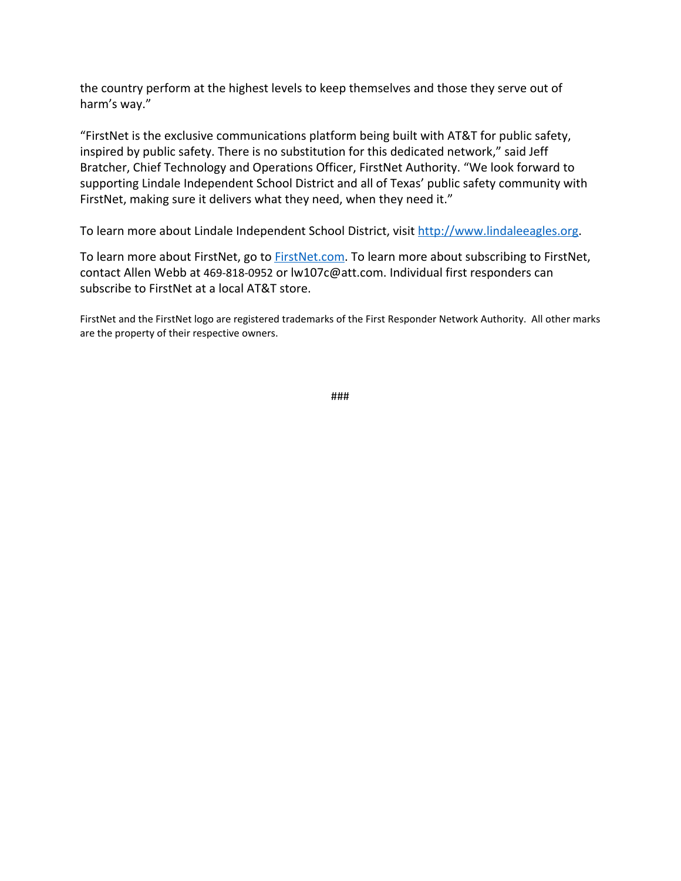the country perform at the highest levels to keep themselves and those they serve out of harm's way."

"FirstNet is the exclusive communications platform being built with AT&T for public safety, inspired by public safety. There is no substitution for this dedicated network," said Jeff Bratcher, Chief Technology and Operations Officer, FirstNet Authority. "We look forward to supporting Lindale Independent School District and all of Texas' public safety community with FirstNet, making sure it delivers what they need, when they need it."

To learn more about Lindale Independent School District, visit http://www.lindaleeagles.org.

To learn more about FirstNet, go to FirstNet.com. To learn more about subscribing to FirstNet, contact Allen Webb at 469-818-0952 or lw107c@att.com. Individual first responders can subscribe to FirstNet at a local AT&T store.

FirstNet and the FirstNet logo are registered trademarks of the First Responder Network Authority. All other marks are the property of their respective owners.

###